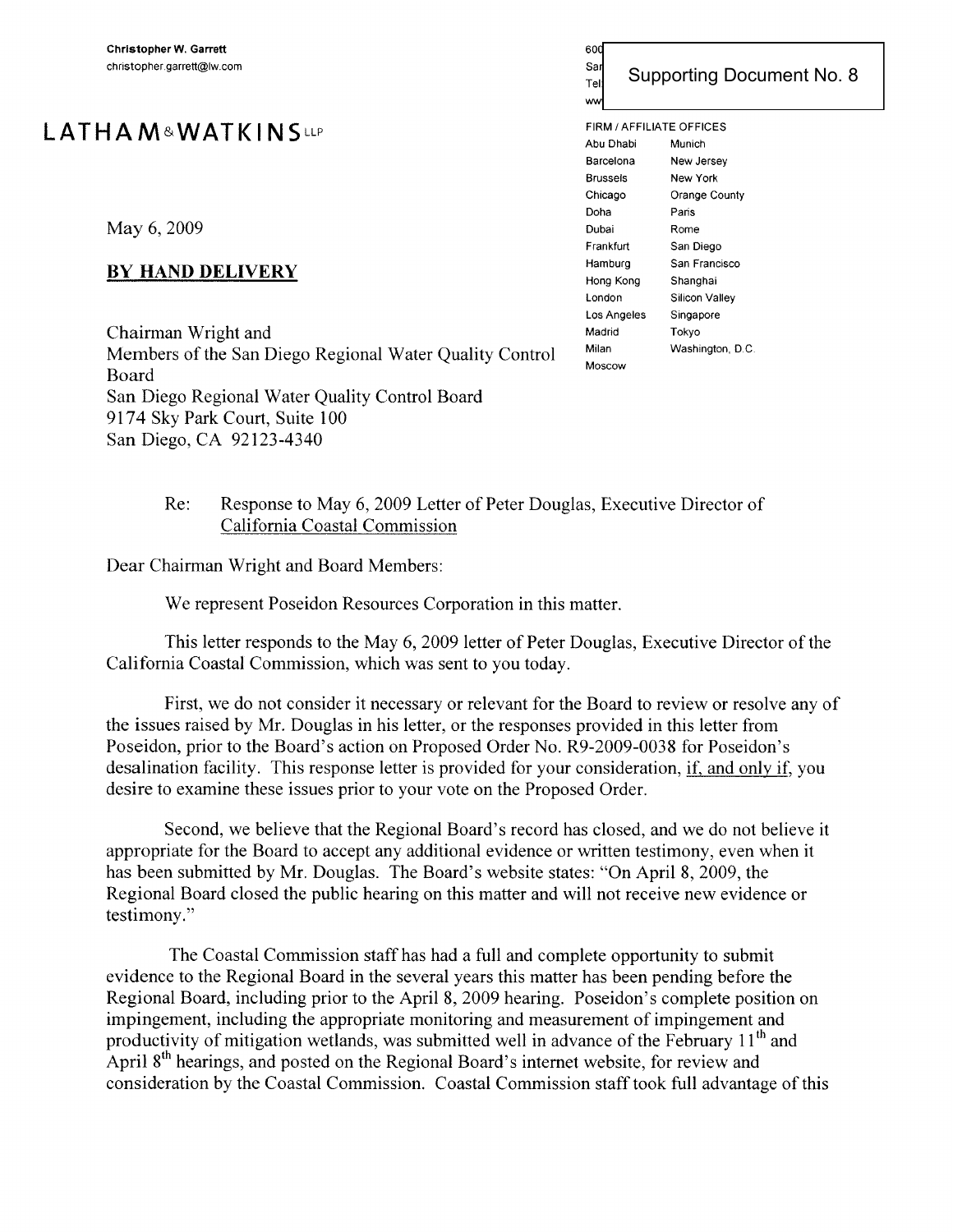Christopher W. Garrett
christopher.garrett@lw.com

**LATHAM & WATKINS LLP**

Supporting Document No. 8

FIRM / AFFILIATE OFFICES

| | |
|---|---|
| Abu Dhabi | Munich |
| Barcelona | New Jersey |
| Brussels | New York |
| Chicago | Orange County |
| Doha | Paris |
| Dubai | Rome |
| Frankfurt | San Diego |
| Hamburg | San Francisco |
| Hong Kong | Shanghai |
| London | Silicon Valley |
| Los Angeles | Singapore |
| Madrid | Tokyo |
| Milan | Washington, D.C. |
| Moscow | |

May 6, 2009

**BY HAND DELIVERY**

Chairman Wright and
Members of the San Diego Regional Water Quality Control Board
San Diego Regional Water Quality Control Board
9174 Sky Park Court, Suite 100
San Diego, CA 92123-4340

Re: Response to May 6, 2009 Letter of Peter Douglas, Executive Director of California Coastal Commission

Dear Chairman Wright and Board Members:

We represent Poseidon Resources Corporation in this matter.

This letter responds to the May 6, 2009 letter of Peter Douglas, Executive Director of the California Coastal Commission, which was sent to you today.

First, we do not consider it necessary or relevant for the Board to review or resolve any of the issues raised by Mr. Douglas in his letter, or the responses provided in this letter from Poseidon, prior to the Board's action on Proposed Order No. R9-2009-0038 for Poseidon's desalination facility. This response letter is provided for your consideration, if, and only if, you desire to examine these issues prior to your vote on the Proposed Order.

Second, we believe that the Regional Board's record has closed, and we do not believe it appropriate for the Board to accept any additional evidence or written testimony, even when it has been submitted by Mr. Douglas. The Board's website states: "On April 8, 2009, the Regional Board closed the public hearing on this matter and will not receive new evidence or testimony."

The Coastal Commission staff has had a full and complete opportunity to submit evidence to the Regional Board in the several years this matter has been pending before the Regional Board, including prior to the April 8, 2009 hearing. Poseidon's complete position on impingement, including the appropriate monitoring and measurement of impingement and productivity of mitigation wetlands, was submitted well in advance of the February 11th and April 8th hearings, and posted on the Regional Board's internet website, for review and consideration by the Coastal Commission. Coastal Commission staff took full advantage of this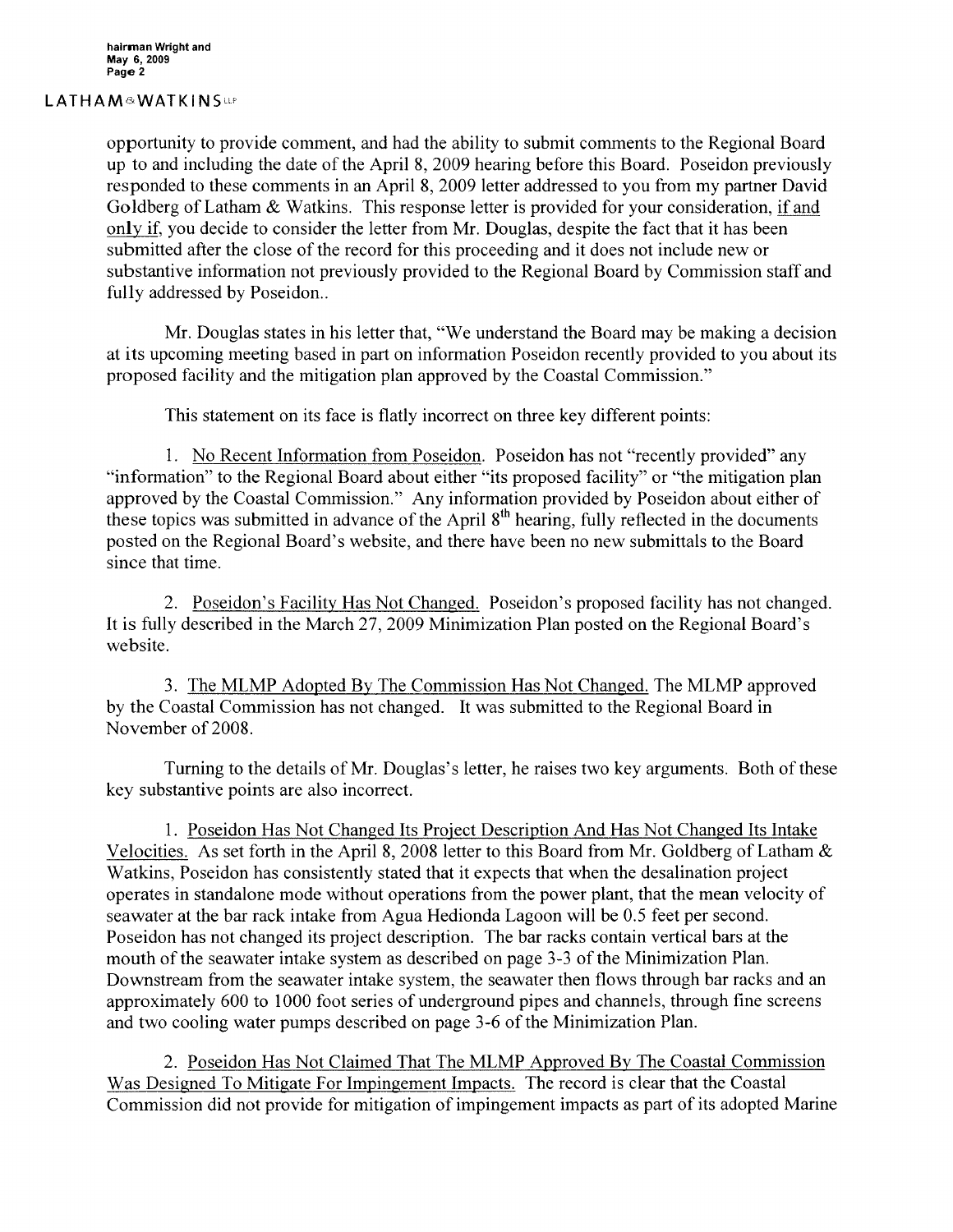opportunity to provide comment, and had the ability to submit comments to the Regional Board up to and including the date of the April 8, 2009 hearing before this Board. Poseidon previously responded to these comments in an April 8, 2009 letter addressed to you from my partner David Goldberg of Latham & Watkins. This response letter is provided for your consideration, <u>if and only if</u>, you decide to consider the letter from Mr. Douglas, despite the fact that it has been submitted after the close of the record for this proceeding and it does not include new or substantive information not previously provided to the Regional Board by Commission staff and fully addressed by Poseidon..

Mr. Douglas states in his letter that, "We understand the Board may be making a decision at its upcoming meeting based in part on information Poseidon recently provided to you about its proposed facility and the mitigation plan approved by the Coastal Commission."

This statement on its face is flatly incorrect on three key different points:

1. <u>No Recent Information from Poseidon.</u> Poseidon has not "recently provided" any "information" to the Regional Board about either "its proposed facility" or "the mitigation plan approved by the Coastal Commission." Any information provided by Poseidon about either of these topics was submitted in advance of the April 8th hearing, fully reflected in the documents posted on the Regional Board's website, and there have been no new submittals to the Board since that time.

2. <u>Poseidon's Facility Has Not Changed.</u> Poseidon's proposed facility has not changed. It is fully described in the March 27, 2009 Minimization Plan posted on the Regional Board's website.

3. <u>The MLMP Adopted By The Commission Has Not Changed.</u> The MLMP approved by the Coastal Commission has not changed. It was submitted to the Regional Board in November of 2008.

Turning to the details of Mr. Douglas's letter, he raises two key arguments. Both of these key substantive points are also incorrect.

1. <u>Poseidon Has Not Changed Its Project Description And Has Not Changed Its Intake Velocities.</u> As set forth in the April 8, 2008 letter to this Board from Mr. Goldberg of Latham & Watkins, Poseidon has consistently stated that it expects that when the desalination project operates in standalone mode without operations from the power plant, that the mean velocity of seawater at the bar rack intake from Agua Hedionda Lagoon will be 0.5 feet per second. Poseidon has not changed its project description. The bar racks contain vertical bars at the mouth of the seawater intake system as described on page 3-3 of the Minimization Plan. Downstream from the seawater intake system, the seawater then flows through bar racks and an approximately 600 to 1000 foot series of underground pipes and channels, through fine screens and two cooling water pumps described on page 3-6 of the Minimization Plan.

2. <u>Poseidon Has Not Claimed That The MLMP Approved By The Coastal Commission Was Designed To Mitigate For Impingement Impacts.</u> The record is clear that the Coastal Commission did not provide for mitigation of impingement impacts as part of its adopted Marine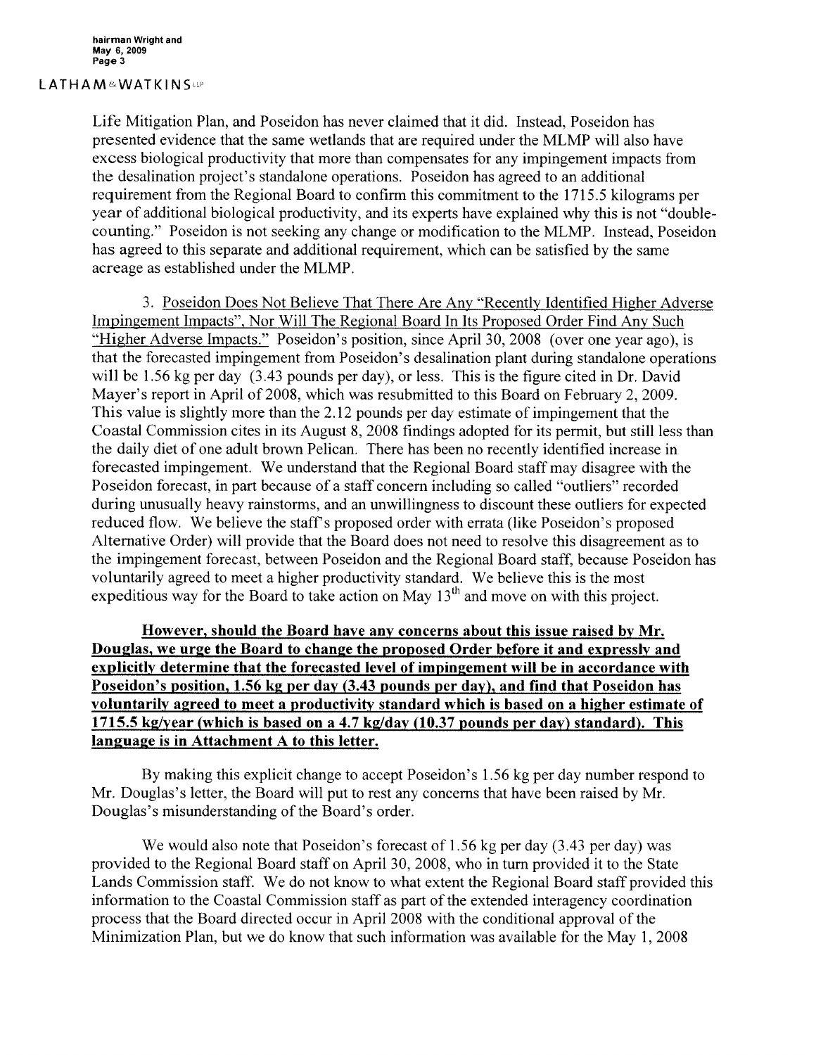Life Mitigation Plan, and Poseidon has never claimed that it did. Instead, Poseidon has presented evidence that the same wetlands that are required under the MLMP will also have excess biological productivity that more than compensates for any impingement impacts from the desalination project's standalone operations. Poseidon has agreed to an additional requirement from the Regional Board to confirm this commitment to the 1715.5 kilograms per year of additional biological productivity, and its experts have explained why this is not "double-counting." Poseidon is not seeking any change or modification to the MLMP. Instead, Poseidon has agreed to this separate and additional requirement, which can be satisfied by the same acreage as established under the MLMP.

3. Poseidon Does Not Believe That There Are Any "Recently Identified Higher Adverse Impingement Impacts", Nor Will The Regional Board In Its Proposed Order Find Any Such "Higher Adverse Impacts." Poseidon's position, since April 30, 2008 (over one year ago), is that the forecasted impingement from Poseidon's desalination plant during standalone operations will be 1.56 kg per day (3.43 pounds per day), or less. This is the figure cited in Dr. David Mayer's report in April of 2008, which was resubmitted to this Board on February 2, 2009. This value is slightly more than the 2.12 pounds per day estimate of impingement that the Coastal Commission cites in its August 8, 2008 findings adopted for its permit, but still less than the daily diet of one adult brown Pelican. There has been no recently identified increase in forecasted impingement. We understand that the Regional Board staff may disagree with the Poseidon forecast, in part because of a staff concern including so called "outliers" recorded during unusually heavy rainstorms, and an unwillingness to discount these outliers for expected reduced flow. We believe the staff's proposed order with errata (like Poseidon's proposed Alternative Order) will provide that the Board does not need to resolve this disagreement as to the impingement forecast, between Poseidon and the Regional Board staff, because Poseidon has voluntarily agreed to meet a higher productivity standard. We believe this is the most expeditious way for the Board to take action on May 13th and move on with this project.

**However, should the Board have any concerns about this issue raised by Mr. Douglas, we urge the Board to change the proposed Order before it and expressly and explicitly determine that the forecasted level of impingement will be in accordance with Poseidon's position, 1.56 kg per day (3.43 pounds per day), and find that Poseidon has voluntarily agreed to meet a productivity standard which is based on a higher estimate of 1715.5 kg/year (which is based on a 4.7 kg/day (10.37 pounds per day) standard). This language is in Attachment A to this letter.**

By making this explicit change to accept Poseidon's 1.56 kg per day number respond to Mr. Douglas's letter, the Board will put to rest any concerns that have been raised by Mr. Douglas's misunderstanding of the Board's order.

We would also note that Poseidon's forecast of 1.56 kg per day (3.43 per day) was provided to the Regional Board staff on April 30, 2008, who in turn provided it to the State Lands Commission staff. We do not know to what extent the Regional Board staff provided this information to the Coastal Commission staff as part of the extended interagency coordination process that the Board directed occur in April 2008 with the conditional approval of the Minimization Plan, but we do know that such information was available for the May 1, 2008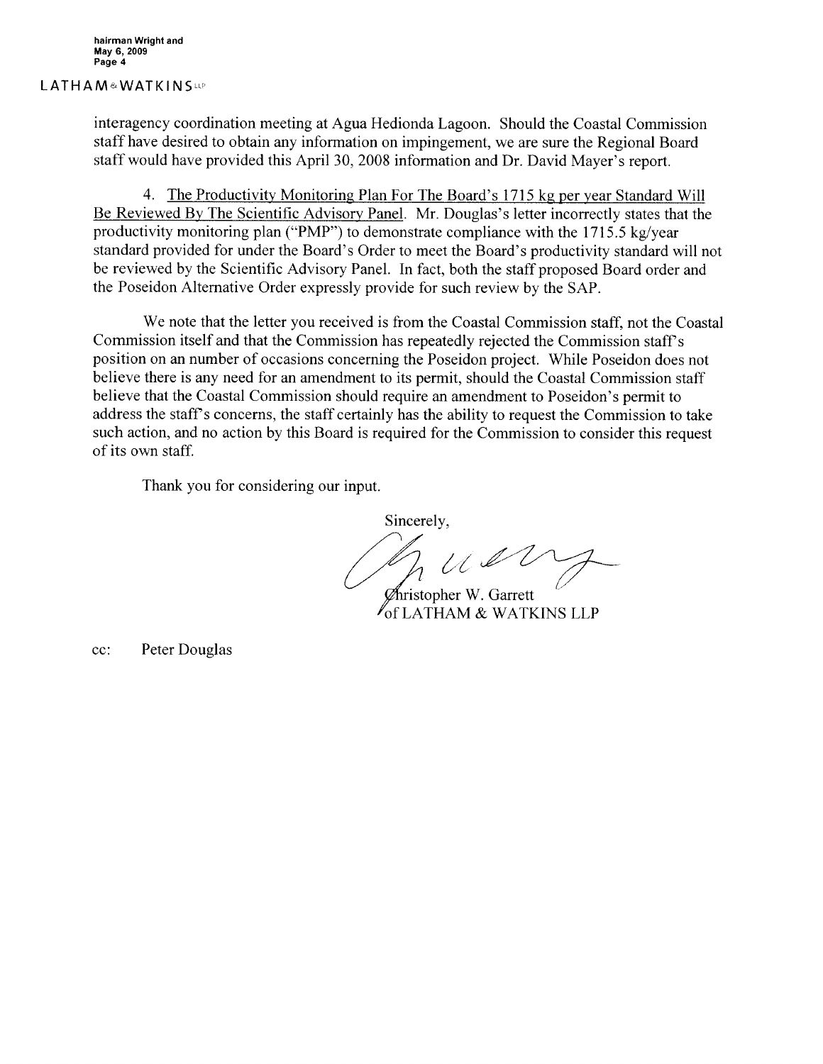interagency coordination meeting at Agua Hedionda Lagoon. Should the Coastal Commission staff have desired to obtain any information on impingement, we are sure the Regional Board staff would have provided this April 30, 2008 information and Dr. David Mayer's report.

4. <u>The Productivity Monitoring Plan For The Board's 1715 kg per year Standard Will Be Reviewed By The Scientific Advisory Panel</u>. Mr. Douglas's letter incorrectly states that the productivity monitoring plan ("PMP") to demonstrate compliance with the 1715.5 kg/year standard provided for under the Board's Order to meet the Board's productivity standard will not be reviewed by the Scientific Advisory Panel. In fact, both the staff proposed Board order and the Poseidon Alternative Order expressly provide for such review by the SAP.

We note that the letter you received is from the Coastal Commission staff, not the Coastal Commission itself and that the Commission has repeatedly rejected the Commission staff's position on an number of occasions concerning the Poseidon project. While Poseidon does not believe there is any need for an amendment to its permit, should the Coastal Commission staff believe that the Coastal Commission should require an amendment to Poseidon's permit to address the staff's concerns, the staff certainly has the ability to request the Commission to take such action, and no action by this Board is required for the Commission to consider this request of its own staff.

Thank you for considering our input.

Sincerely,

Christopher W. Garrett
of LATHAM & WATKINS LLP

cc: Peter Douglas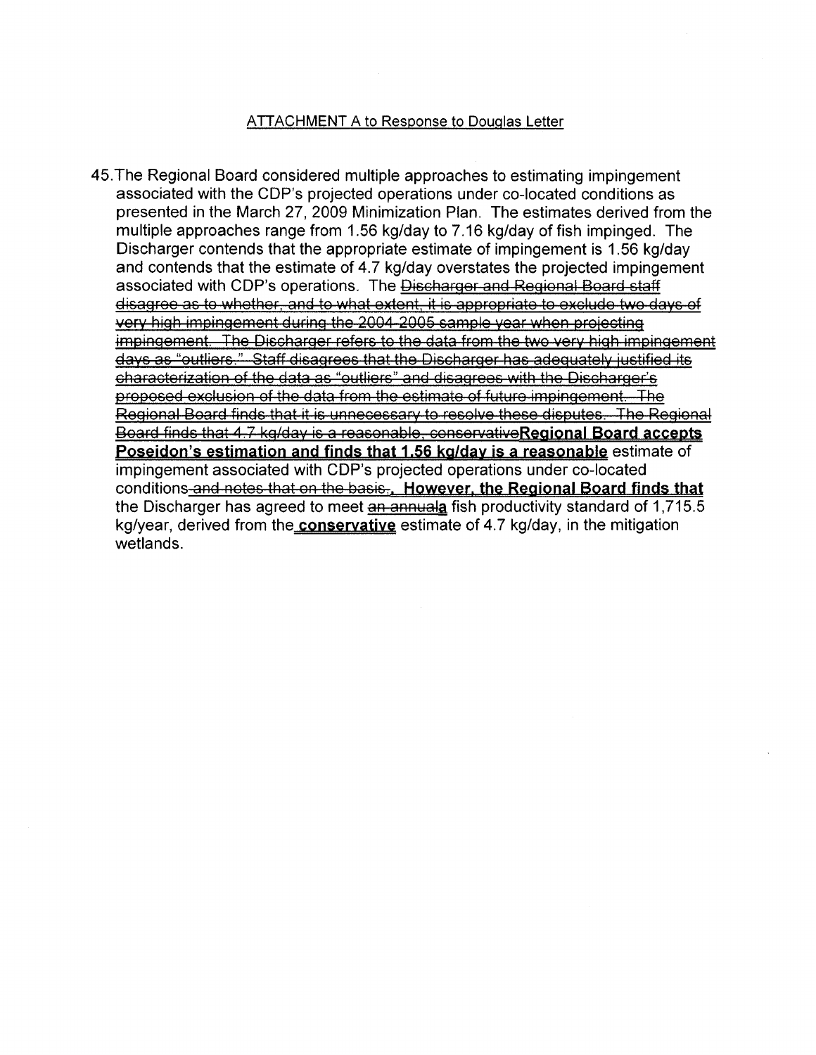ATTACHMENT A to Response to Douglas Letter

45. The Regional Board considered multiple approaches to estimating impingement associated with the CDP's projected operations under co-located conditions as presented in the March 27, 2009 Minimization Plan. The estimates derived from the multiple approaches range from 1.56 kg/day to 7.16 kg/day of fish impinged. The Discharger contends that the appropriate estimate of impingement is 1.56 kg/day and contends that the estimate of 4.7 kg/day overstates the projected impingement associated with CDP's operations. The ~~Discharger and Regional Board staff disagree as to whether, and to what extent, it is appropriate to exclude two days of very high impingement during the 2004-2005 sample year when projecting impingement. The Discharger refers to the data from the two very high impingement days as "outliers." Staff disagrees that the Discharger has adequately justified its characterization of the data as "outliers" and disagrees with the Discharger's proposed exclusion of the data from the estimate of future impingement. The Regional Board finds that it is unnecessary to resolve these disputes. The Regional Board finds that 4.7 kg/day is a reasonable, conservative~~**Regional Board accepts Poseidon's estimation and finds that 1.56 kg/day is a reasonable** estimate of impingement associated with CDP's projected operations under co-located conditions~~and notes that on the basis~~**. However, the Regional Board finds that** the Discharger has agreed to meet ~~an annual~~**a** fish productivity standard of 1,715.5 kg/year, derived from the **conservative** estimate of 4.7 kg/day, in the mitigation wetlands.